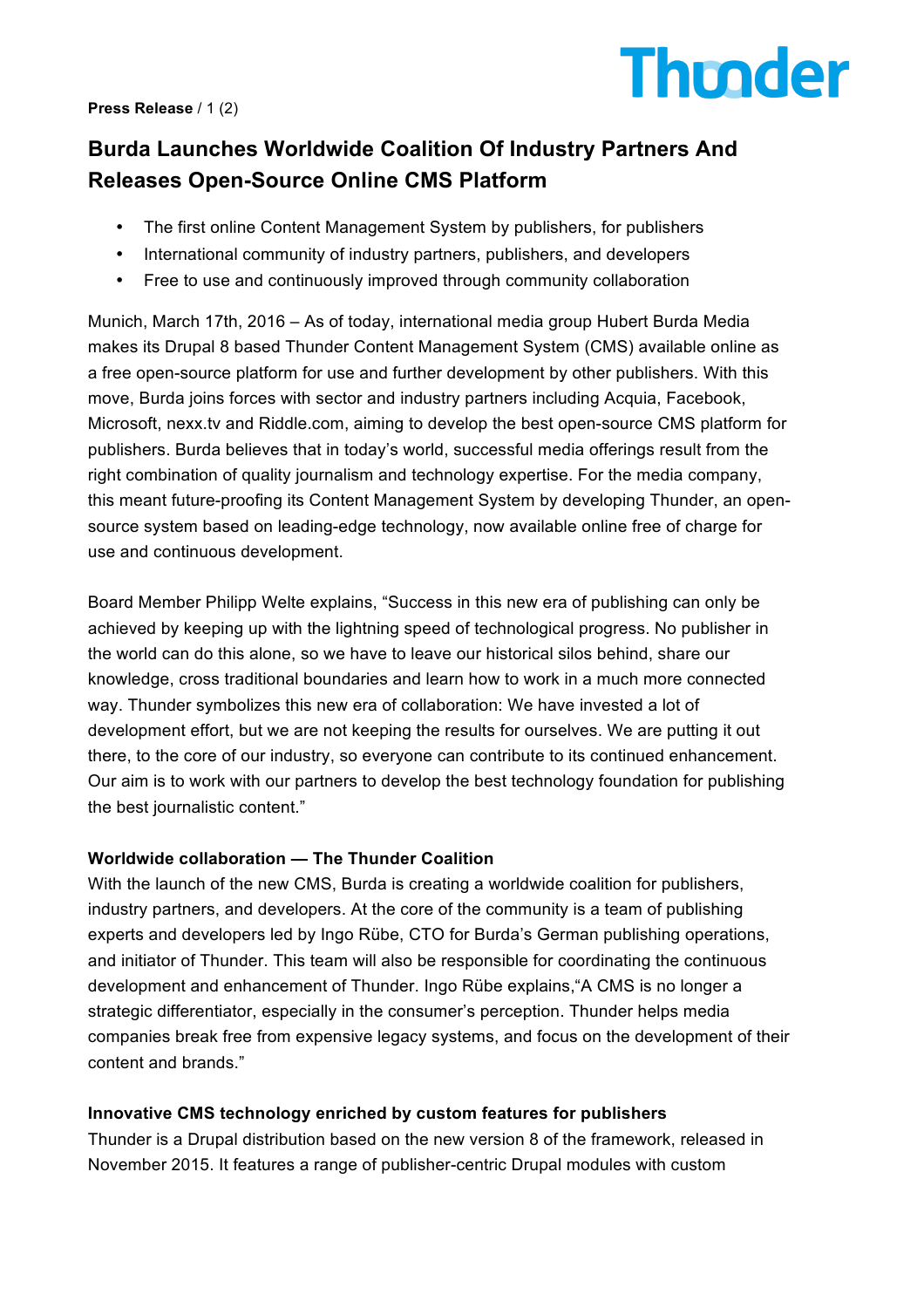**Press Release** / 1 (2)

# Burda Launches Worldwide Coalition Of Industry Partners And Releases Open-Source Online CMS Platform

- The first online Content Management System by publishers, for publishers
- International community of industry partners, publishers, and developers
- Free to use and continuously improved through community collaboration

Munich, March 17th, 2016 – As of today, international media group Hubert Burda Media makes its Drupal 8 based Thunder Content Management System (CMS) available online as a free open-source platform for use and further development by other publishers. With this move, Burda joins forces with sector and industry partners including Acquia, Facebook, Microsoft, nexx.tv and Riddle.com, aiming to develop the best open-source CMS platform for publishers. Burda believes that in today's world, successful media offerings result from the right combination of quality journalism and technology expertise. For the media company, this meant future-proofing its Content Management System by developing Thunder, an open-source system based on leading-edge technology, now available online free of charge for use and continuous development.

Board Member Philipp Welte explains, "Success in this new era of publishing can only be achieved by keeping up with the lightning speed of technological progress. No publisher in the world can do this alone, so we have to leave our historical silos behind, share our knowledge, cross traditional boundaries and learn how to work in a much more connected way. Thunder symbolizes this new era of collaboration: We have invested a lot of development effort, but we are not keeping the results for ourselves. We are putting it out there, to the core of our industry, so everyone can contribute to its continued enhancement. Our aim is to work with our partners to develop the best technology foundation for publishing the best journalistic content."

**Worldwide collaboration — The Thunder Coalition**

With the launch of the new CMS, Burda is creating a worldwide coalition for publishers, industry partners, and developers. At the core of the community is a team of publishing experts and developers led by Ingo Rübe, CTO for Burda's German publishing operations, and initiator of Thunder. This team will also be responsible for coordinating the continuous development and enhancement of Thunder. Ingo Rübe explains,"A CMS is no longer a strategic differentiator, especially in the consumer's perception. Thunder helps media companies break free from expensive legacy systems, and focus on the development of their content and brands."

**Innovative CMS technology enriched by custom features for publishers**

Thunder is a Drupal distribution based on the new version 8 of the framework, released in November 2015. It features a range of publisher-centric Drupal modules with custom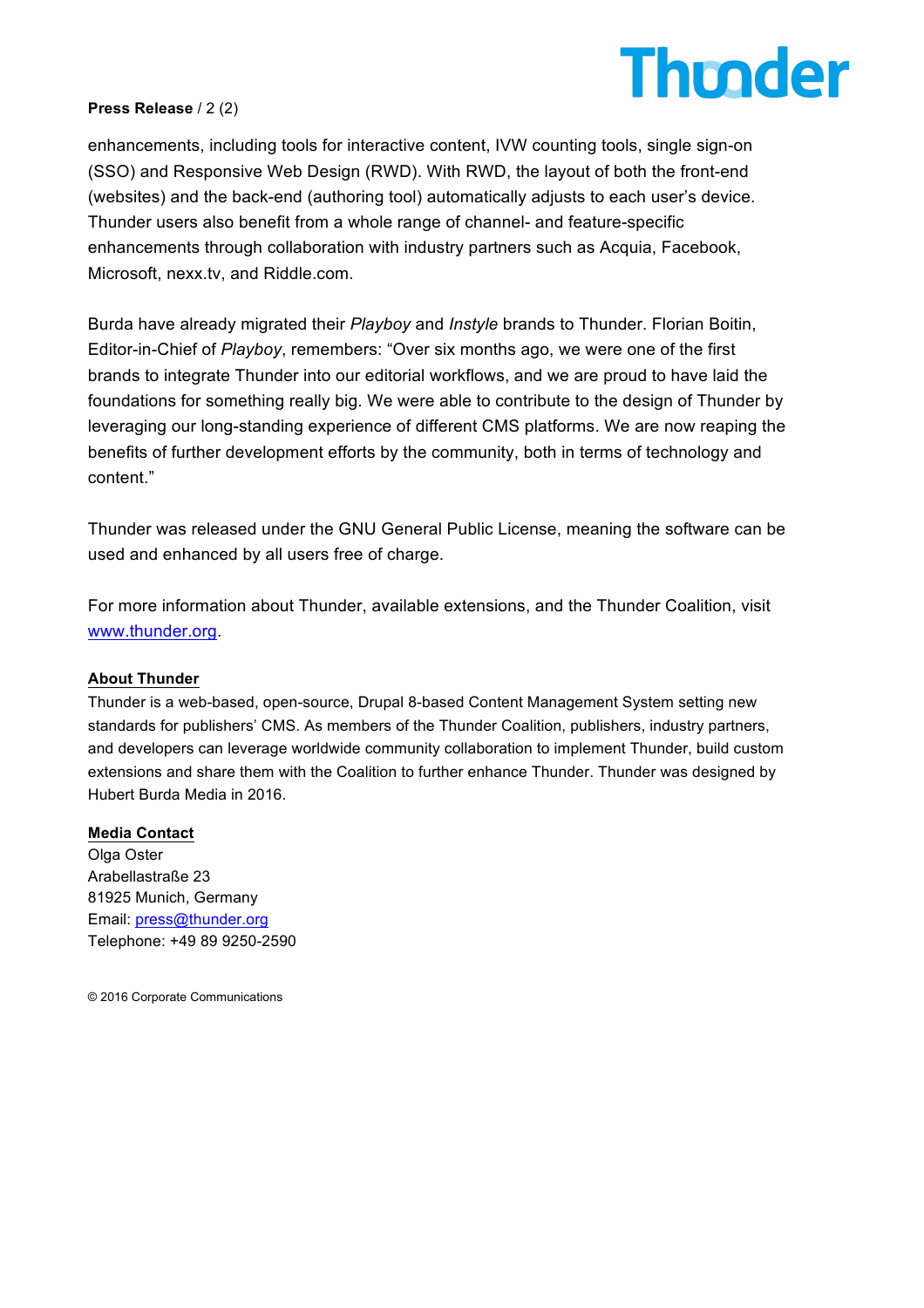enhancements, including tools for interactive content, IVW counting tools, single sign-on (SSO) and Responsive Web Design (RWD). With RWD, the layout of both the front-end (websites) and the back-end (authoring tool) automatically adjusts to each user's device. Thunder users also benefit from a whole range of channel- and feature-specific enhancements through collaboration with industry partners such as Acquia, Facebook, Microsoft, nexx.tv, and Riddle.com.

Burda have already migrated their *Playboy* and *Instyle* brands to Thunder. Florian Boitin, Editor-in-Chief of *Playboy*, remembers: "Over six months ago, we were one of the first brands to integrate Thunder into our editorial workflows, and we are proud to have laid the foundations for something really big. We were able to contribute to the design of Thunder by leveraging our long-standing experience of different CMS platforms. We are now reaping the benefits of further development efforts by the community, both in terms of technology and content."

Thunder was released under the GNU General Public License, meaning the software can be used and enhanced by all users free of charge.

For more information about Thunder, available extensions, and the Thunder Coalition, visit [www.thunder.org](http://www.thunder.org).

**About Thunder**

Thunder is a web-based, open-source, Drupal 8-based Content Management System setting new standards for publishers' CMS. As members of the Thunder Coalition, publishers, industry partners, and developers can leverage worldwide community collaboration to implement Thunder, build custom extensions and share them with the Coalition to further enhance Thunder. Thunder was designed by Hubert Burda Media in 2016.

**Media Contact**

Olga Oster
Arabellastraße 23
81925 Munich, Germany
Email: [press@thunder.org](mailto:press@thunder.org)
Telephone: +49 89 9250-2590

© 2016 Corporate Communications